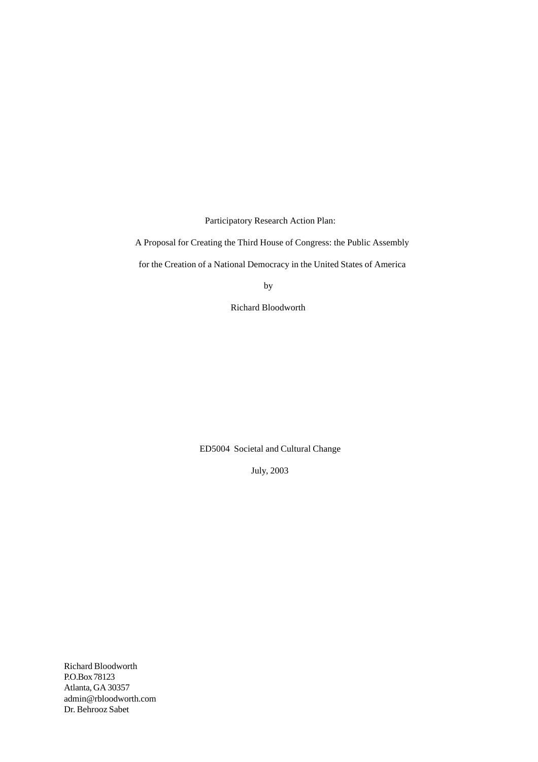Participatory Research Action Plan:

A Proposal for Creating the Third House of Congress: the Public Assembly

for the Creation of a National Democracy in the United States of America

by

Richard Bloodworth

ED5004 Societal and Cultural Change

July, 2003

Richard Bloodworth  
P.O.Box 78123  
Atlanta, GA 30357  
admin@rbloodworth.com  
Dr. Behrooz Sabet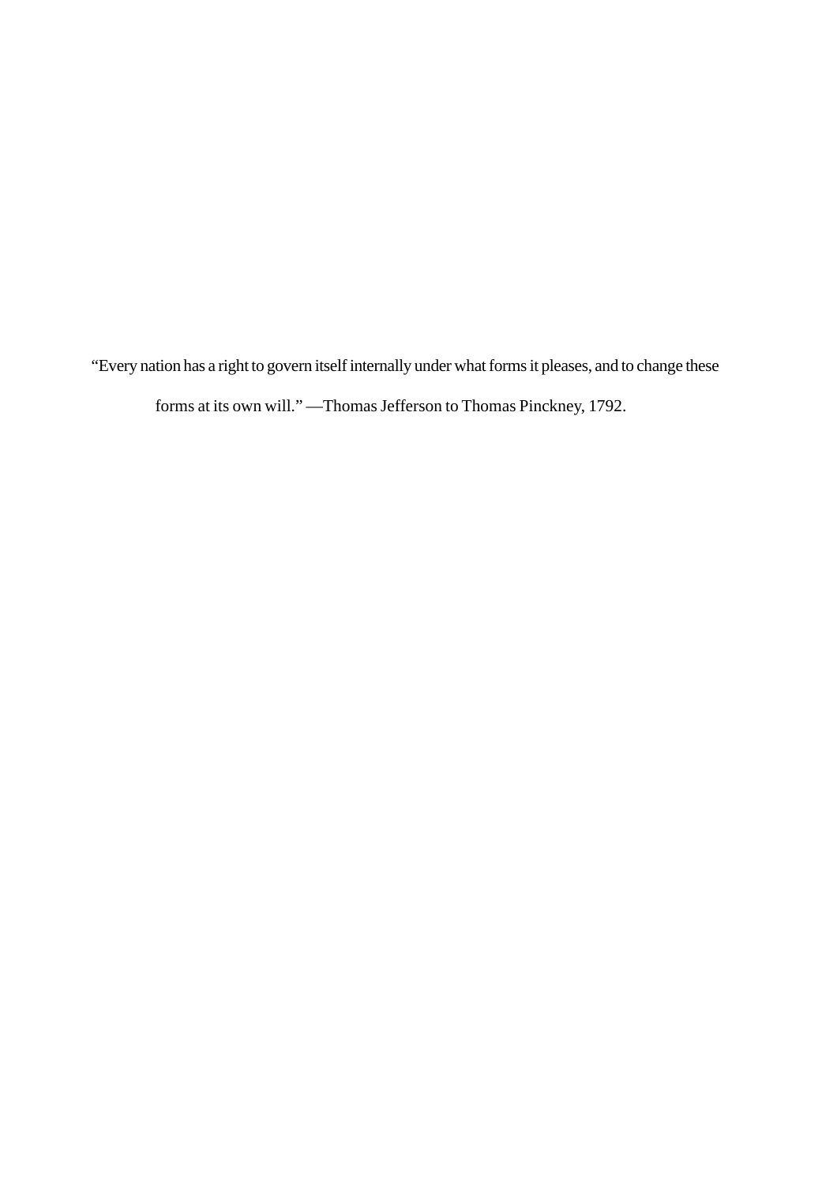"Every nation has a right to govern itself internally under what forms it pleases, and to change these forms at its own will." —Thomas Jefferson to Thomas Pinckney, 1792.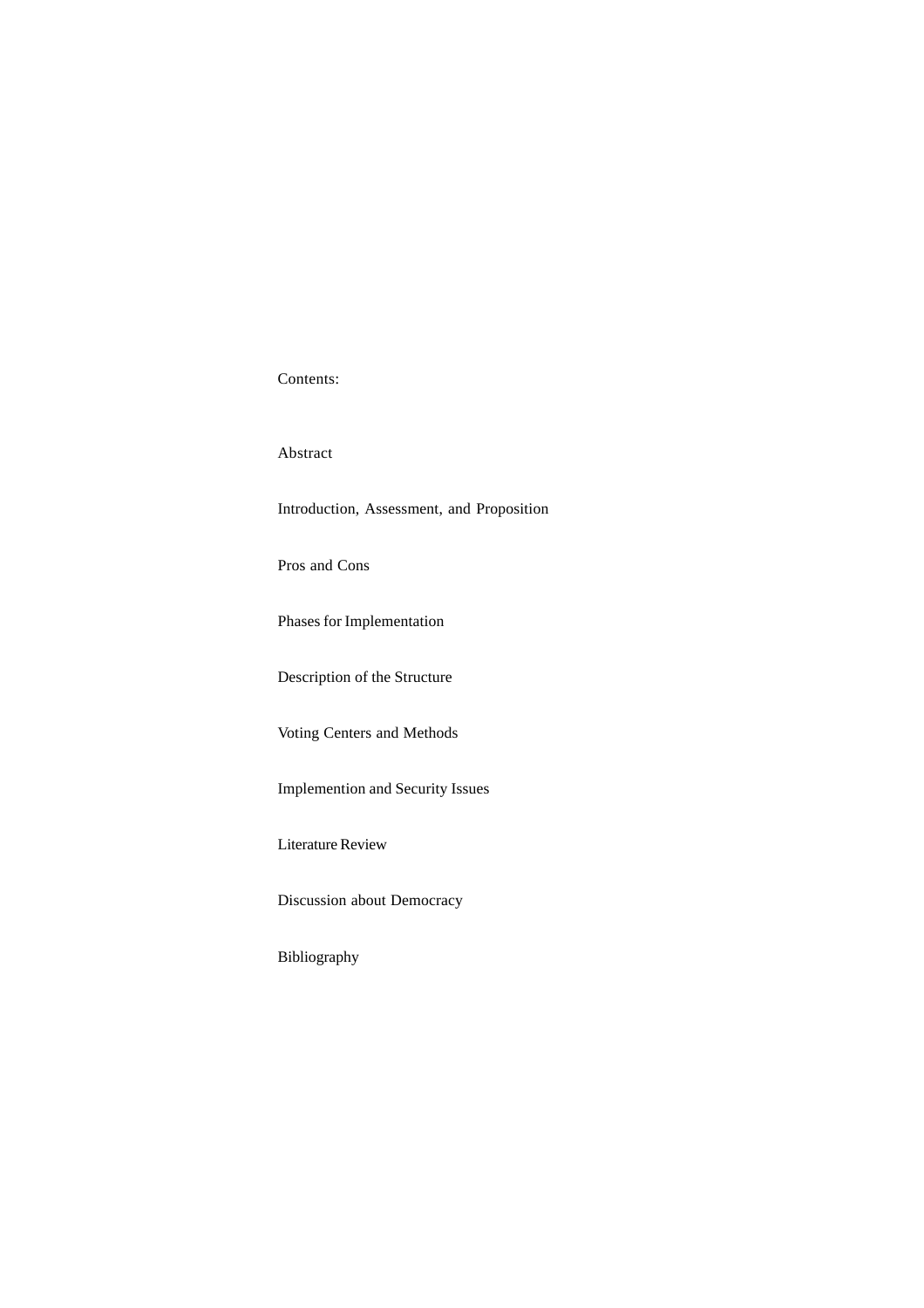Contents:

Abstract

Introduction, Assessment, and Proposition

Pros and Cons

Phases for Implementation

Description of the Structure

Voting Centers and Methods

Implemention and Security Issues

Literature Review

Discussion about Democracy

Bibliography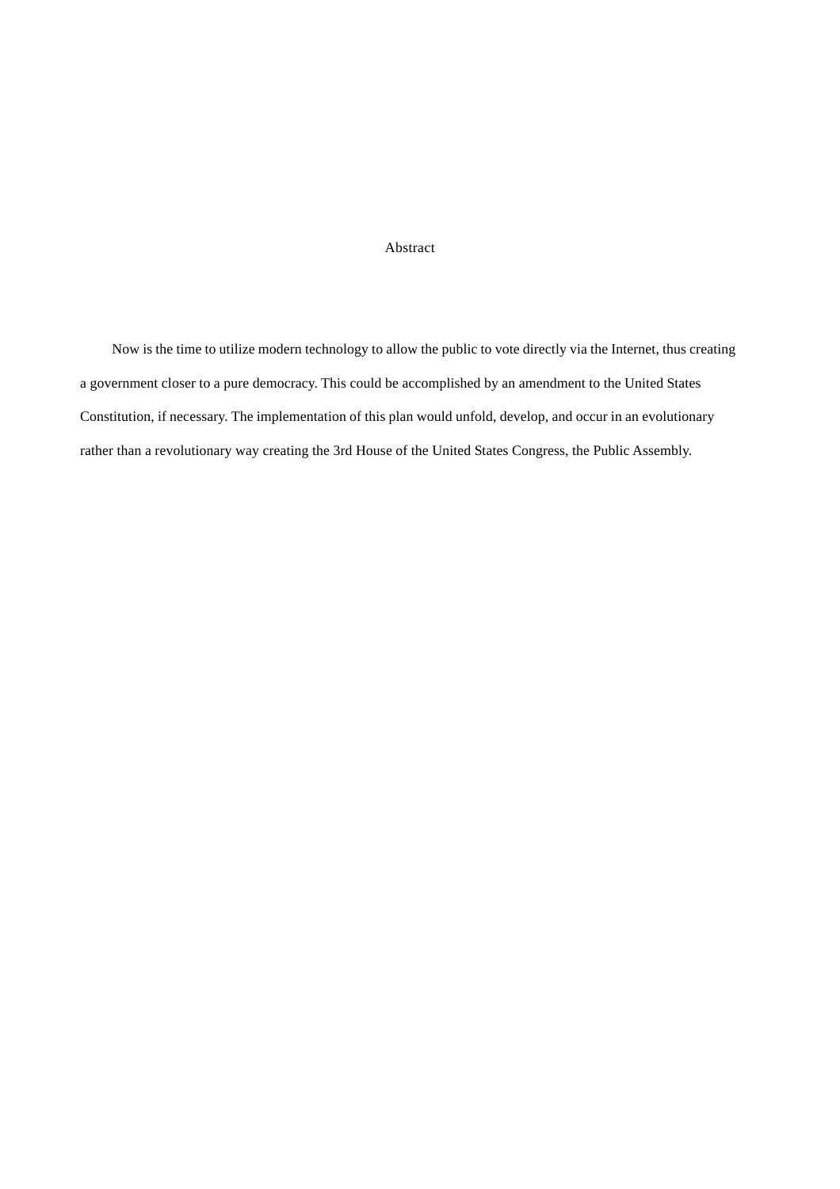# Abstract

Now is the time to utilize modern technology to allow the public to vote directly via the Internet, thus creating a government closer to a pure democracy. This could be accomplished by an amendment to the United States Constitution, if necessary. The implementation of this plan would unfold, develop, and occur in an evolutionary rather than a revolutionary way creating the 3rd House of the United States Congress, the Public Assembly.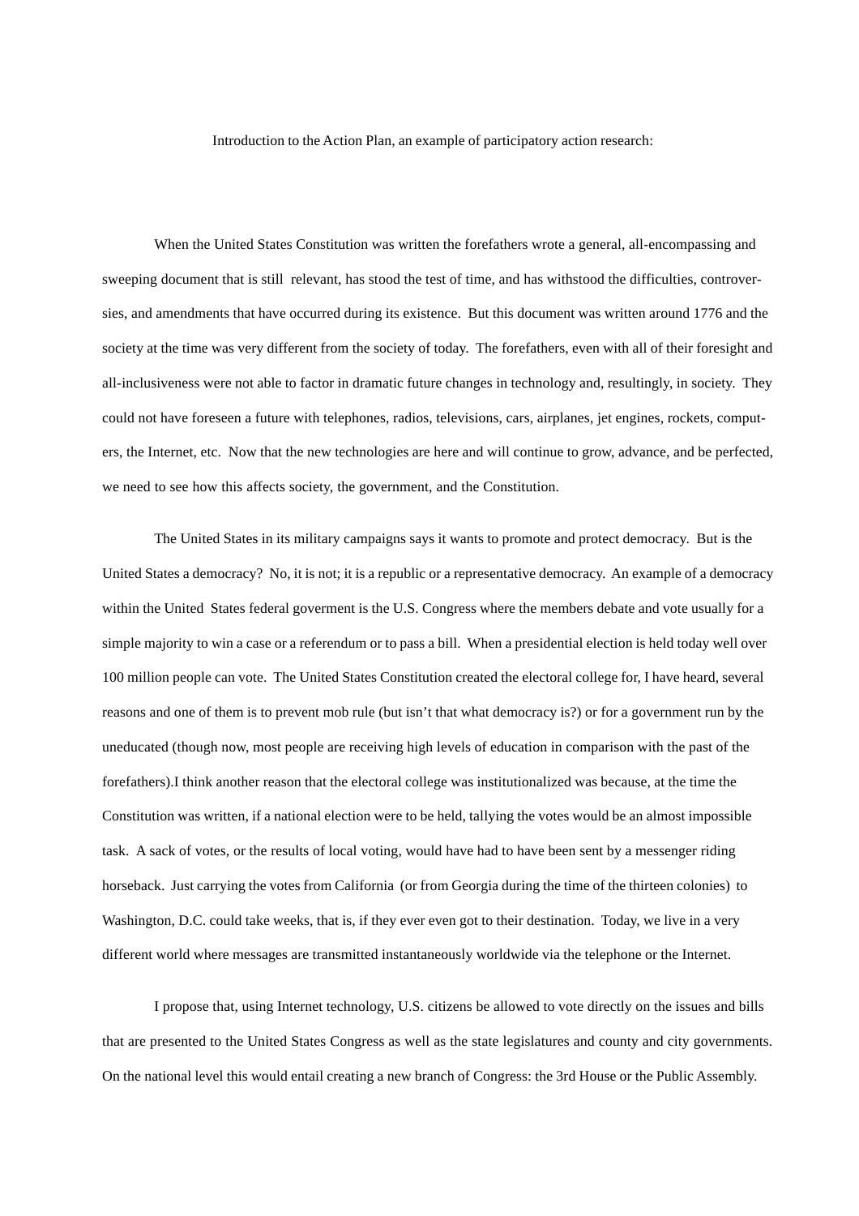Introduction to the Action Plan, an example of participatory action research:

When the United States Constitution was written the forefathers wrote a general, all-encompassing and sweeping document that is still relevant, has stood the test of time, and has withstood the difficulties, controversies, and amendments that have occurred during its existence. But this document was written around 1776 and the society at the time was very different from the society of today. The forefathers, even with all of their foresight and all-inclusiveness were not able to factor in dramatic future changes in technology and, resultingly, in society. They could not have foreseen a future with telephones, radios, televisions, cars, airplanes, jet engines, rockets, computers, the Internet, etc. Now that the new technologies are here and will continue to grow, advance, and be perfected, we need to see how this affects society, the government, and the Constitution.

The United States in its military campaigns says it wants to promote and protect democracy. But is the United States a democracy? No, it is not; it is a republic or a representative democracy. An example of a democracy within the United States federal goverment is the U.S. Congress where the members debate and vote usually for a simple majority to win a case or a referendum or to pass a bill. When a presidential election is held today well over 100 million people can vote. The United States Constitution created the electoral college for, I have heard, several reasons and one of them is to prevent mob rule (but isn't that what democracy is?) or for a government run by the uneducated (though now, most people are receiving high levels of education in comparison with the past of the forefathers).I think another reason that the electoral college was institutionalized was because, at the time the Constitution was written, if a national election were to be held, tallying the votes would be an almost impossible task. A sack of votes, or the results of local voting, would have had to have been sent by a messenger riding horseback. Just carrying the votes from California (or from Georgia during the time of the thirteen colonies) to Washington, D.C. could take weeks, that is, if they ever even got to their destination. Today, we live in a very different world where messages are transmitted instantaneously worldwide via the telephone or the Internet.

I propose that, using Internet technology, U.S. citizens be allowed to vote directly on the issues and bills that are presented to the United States Congress as well as the state legislatures and county and city governments. On the national level this would entail creating a new branch of Congress: the 3rd House or the Public Assembly.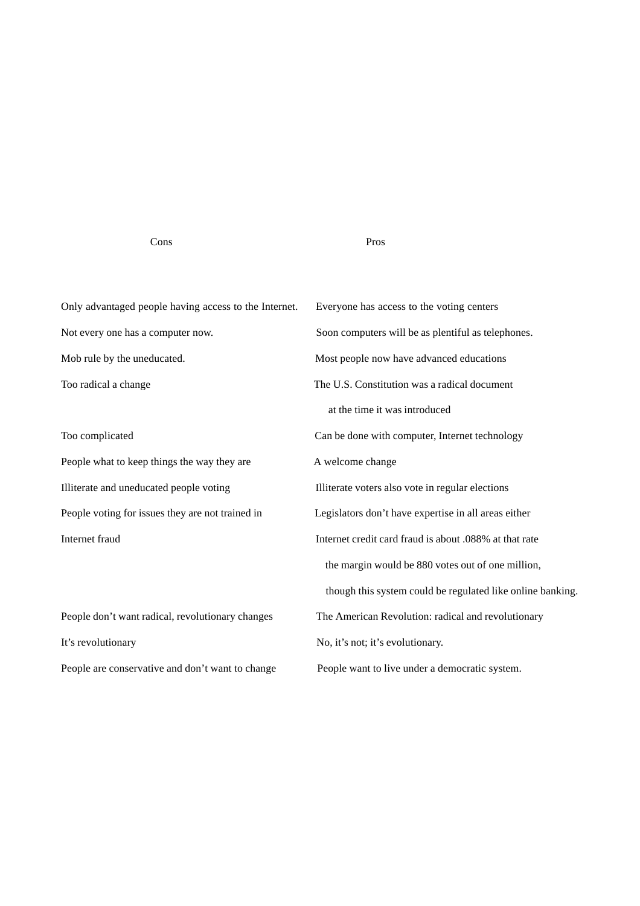| Cons | Pros |
|---|---|
| Only advantaged people having access to the Internet. | Everyone has access to the voting centers |
| Not every one has a computer now. | Soon computers will be as plentiful as telephones. |
| Mob rule by the uneducated. | Most people now have advanced educations |
| Too radical a change | The U.S. Constitution was a radical document at the time it was introduced |
| Too complicated | Can be done with computer, Internet technology |
| People what to keep things the way they are | A welcome change |
| Illiterate and uneducated people voting | Illiterate voters also vote in regular elections |
| People voting for issues they are not trained in | Legislators don't have expertise in all areas either |
| Internet fraud | Internet credit card fraud is about .088% at that rate the margin would be 880 votes out of one million, though this system could be regulated like online banking. |
| People don't want radical, revolutionary changes | The American Revolution: radical and revolutionary |
| It's revolutionary | No, it's not; it's evolutionary. |
| People are conservative and don't want to change | People want to live under a democratic system. |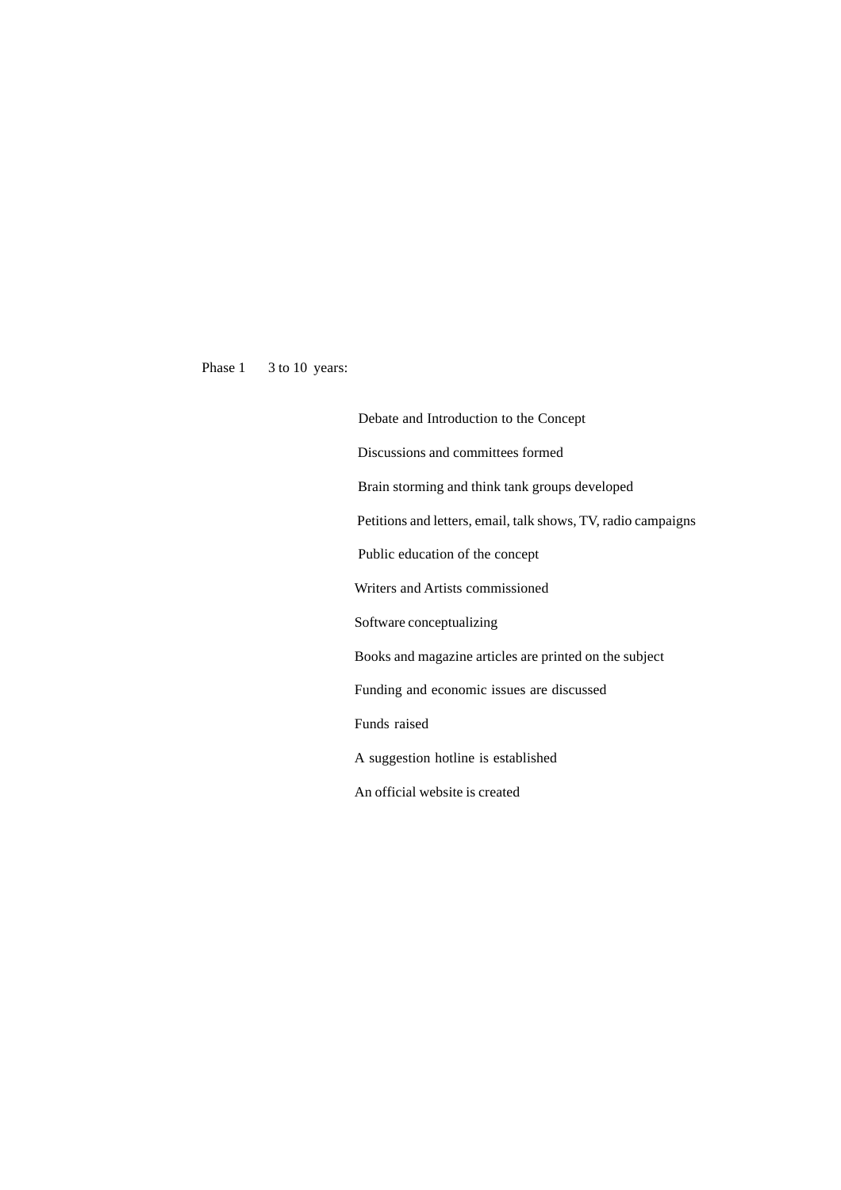Phase 1 3 to 10 years:

- Debate and Introduction to the Concept
- Discussions and committees formed
- Brain storming and think tank groups developed
- Petitions and letters, email, talk shows, TV, radio campaigns
- Public education of the concept
- Writers and Artists commissioned
- Software conceptualizing
- Books and magazine articles are printed on the subject
- Funding and economic issues are discussed
- Funds raised
- A suggestion hotline is established
- An official website is created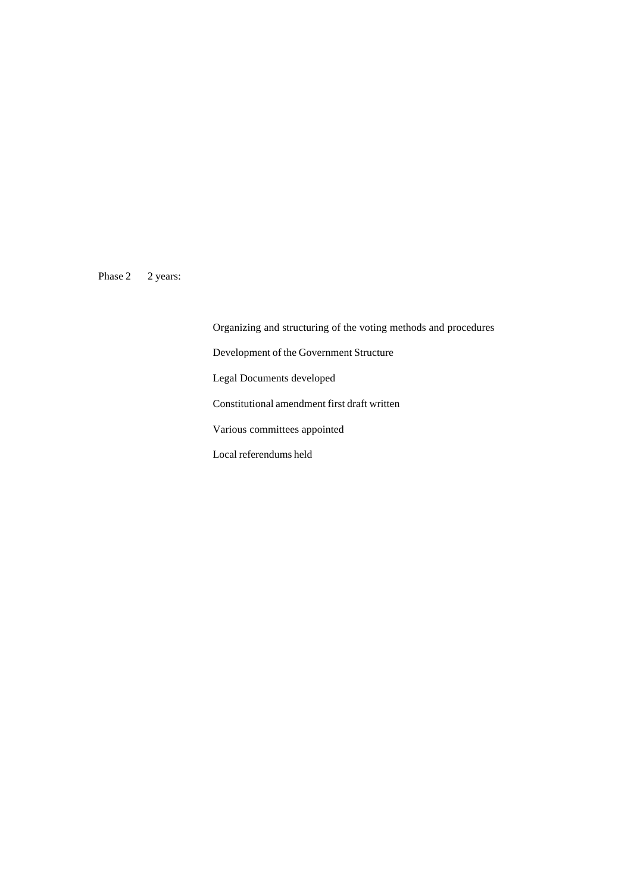Phase 2 2 years:

Organizing and structuring of the voting methods and procedures

Development of the Government Structure

Legal Documents developed

Constitutional amendment first draft written

Various committees appointed

Local referendums held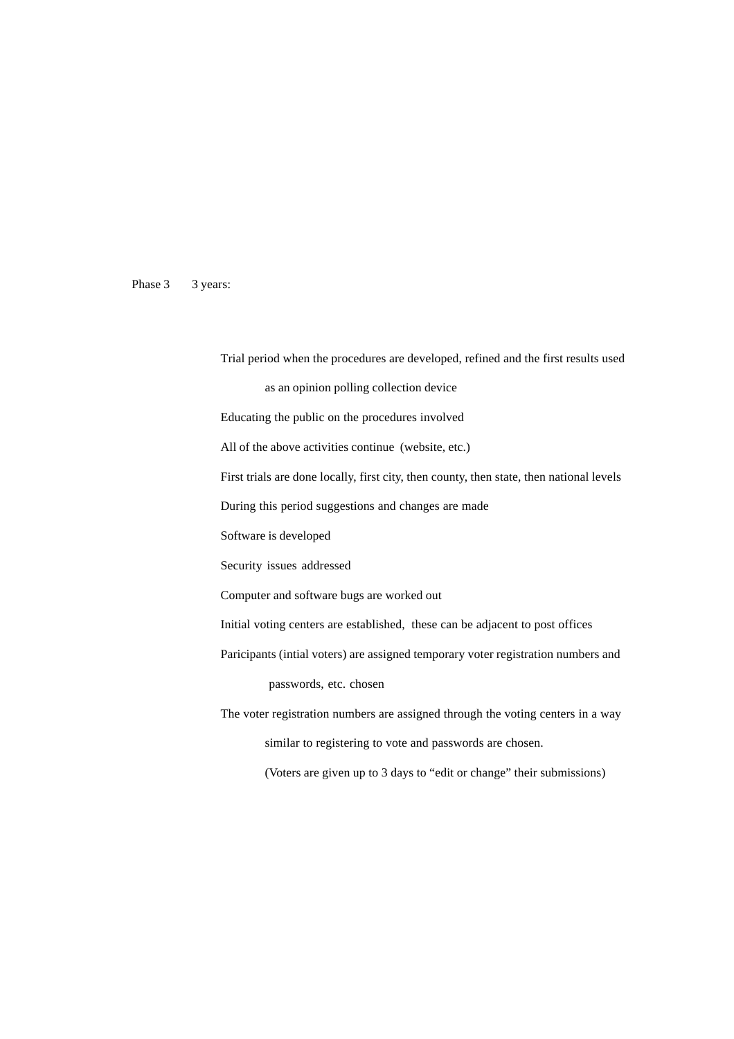Phase 3 3 years:

Trial period when the procedures are developed, refined and the first results used as an opinion polling collection device

Educating the public on the procedures involved

All of the above activities continue (website, etc.)

First trials are done locally, first city, then county, then state, then national levels

During this period suggestions and changes are made

Software is developed

Security issues addressed

Computer and software bugs are worked out

Initial voting centers are established, these can be adjacent to post offices

Paricipants (intial voters) are assigned temporary voter registration numbers and passwords, etc. chosen

The voter registration numbers are assigned through the voting centers in a way similar to registering to vote and passwords are chosen.

(Voters are given up to 3 days to “edit or change” their submissions)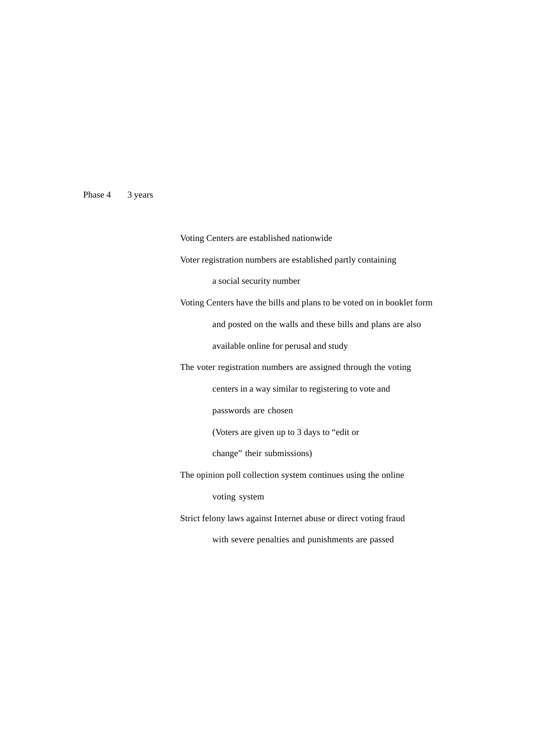Phase 4 3 years

Voting Centers are established nationwide

Voter registration numbers are established partly containing a social security number

Voting Centers have the bills and plans to be voted on in booklet form and posted on the walls and these bills and plans are also available online for perusal and study

The voter registration numbers are assigned through the voting centers in a way similar to registering to vote and passwords are chosen (Voters are given up to 3 days to “edit or change” their submissions)

The opinion poll collection system continues using the online voting system

Strict felony laws against Internet abuse or direct voting fraud with severe penalties and punishments are passed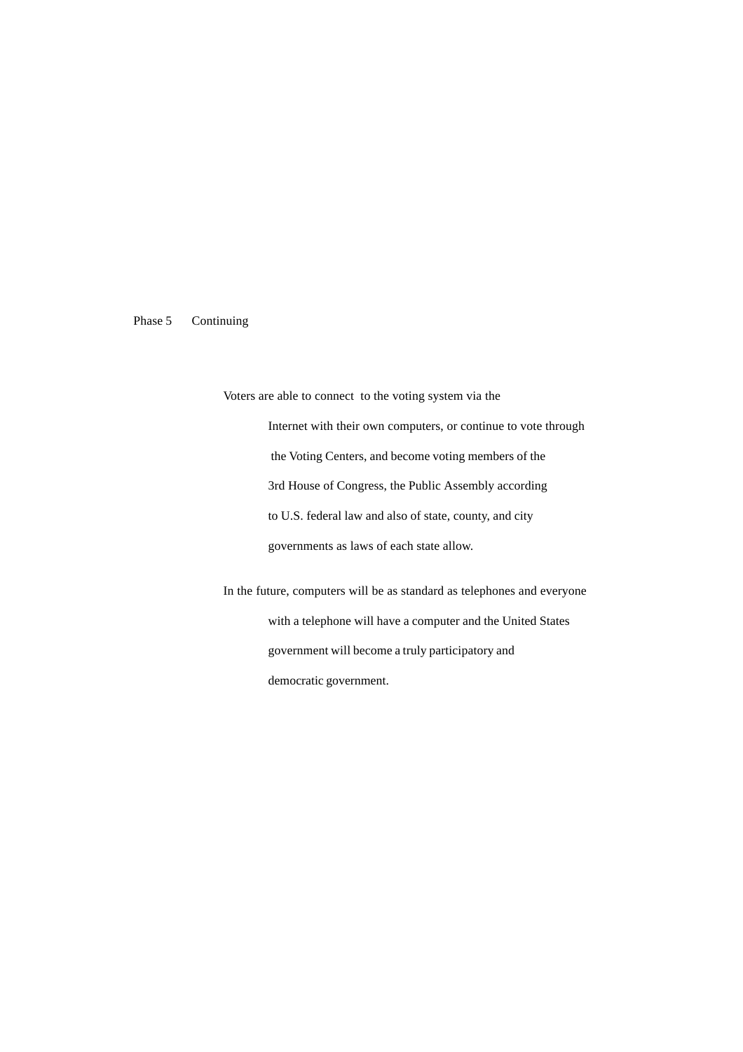Phase 5 Continuing

Voters are able to connect to the voting system via the Internet with their own computers, or continue to vote through the Voting Centers, and become voting members of the 3rd House of Congress, the Public Assembly according to U.S. federal law and also of state, county, and city governments as laws of each state allow.

In the future, computers will be as standard as telephones and everyone with a telephone will have a computer and the United States government will become a truly participatory and democratic government.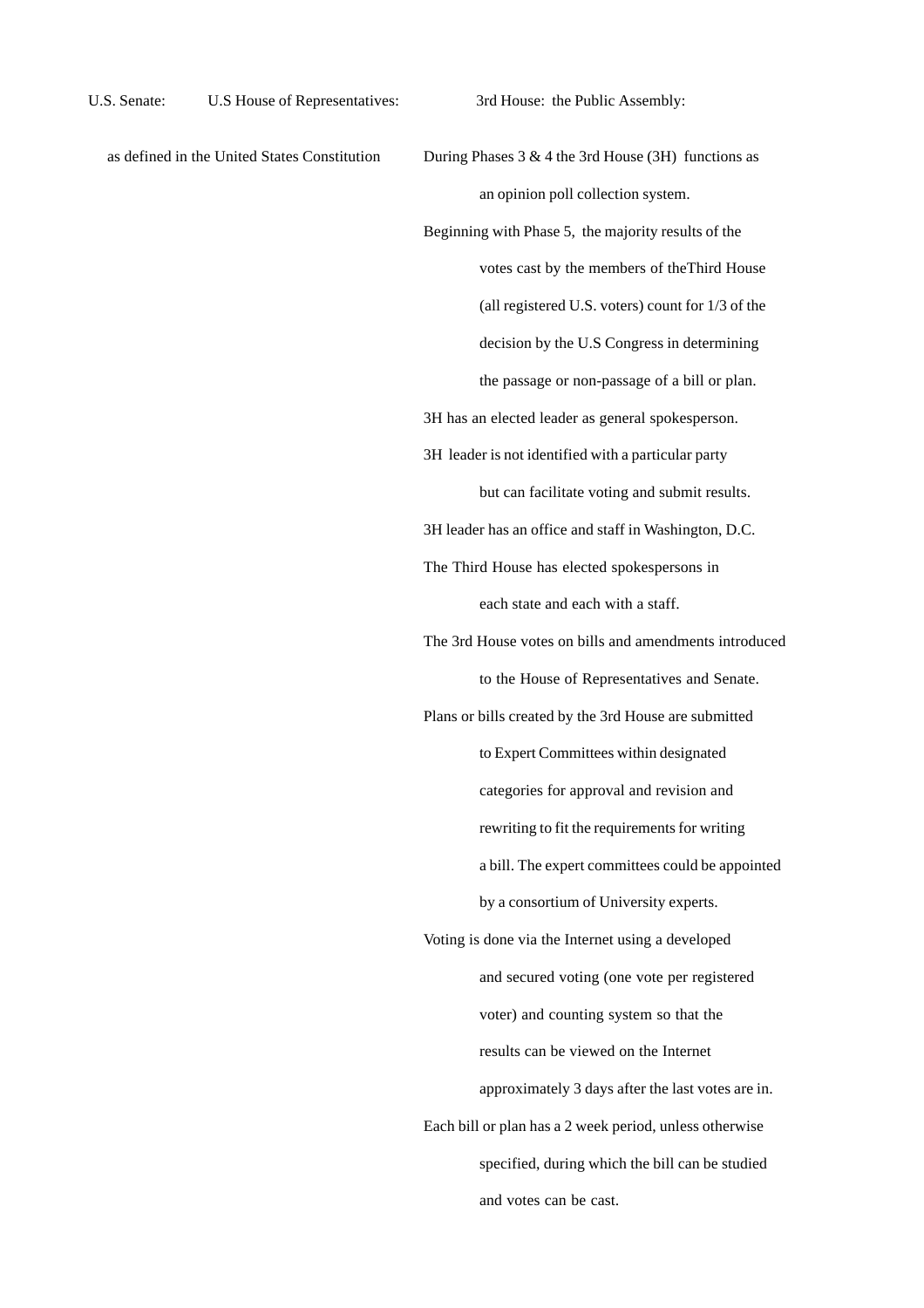U.S. Senate: U.S House of Representatives: 3rd House: the Public Assembly:

as defined in the United States Constitution

During Phases 3 & 4 the 3rd House (3H) functions as an opinion poll collection system.

Beginning with Phase 5, the majority results of the votes cast by the members of theThird House (all registered U.S. voters) count for 1/3 of the decision by the U.S Congress in determining the passage or non-passage of a bill or plan.

3H has an elected leader as general spokesperson.

3H leader is not identified with a particular party but can facilitate voting and submit results.

3H leader has an office and staff in Washington, D.C.

The Third House has elected spokespersons in each state and each with a staff.

The 3rd House votes on bills and amendments introduced to the House of Representatives and Senate.

Plans or bills created by the 3rd House are submitted to Expert Committees within designated categories for approval and revision and rewriting to fit the requirements for writing a bill. The expert committees could be appointed by a consortium of University experts.

Voting is done via the Internet using a developed and secured voting (one vote per registered voter) and counting system so that the results can be viewed on the Internet approximately 3 days after the last votes are in.

Each bill or plan has a 2 week period, unless otherwise specified, during which the bill can be studied and votes can be cast.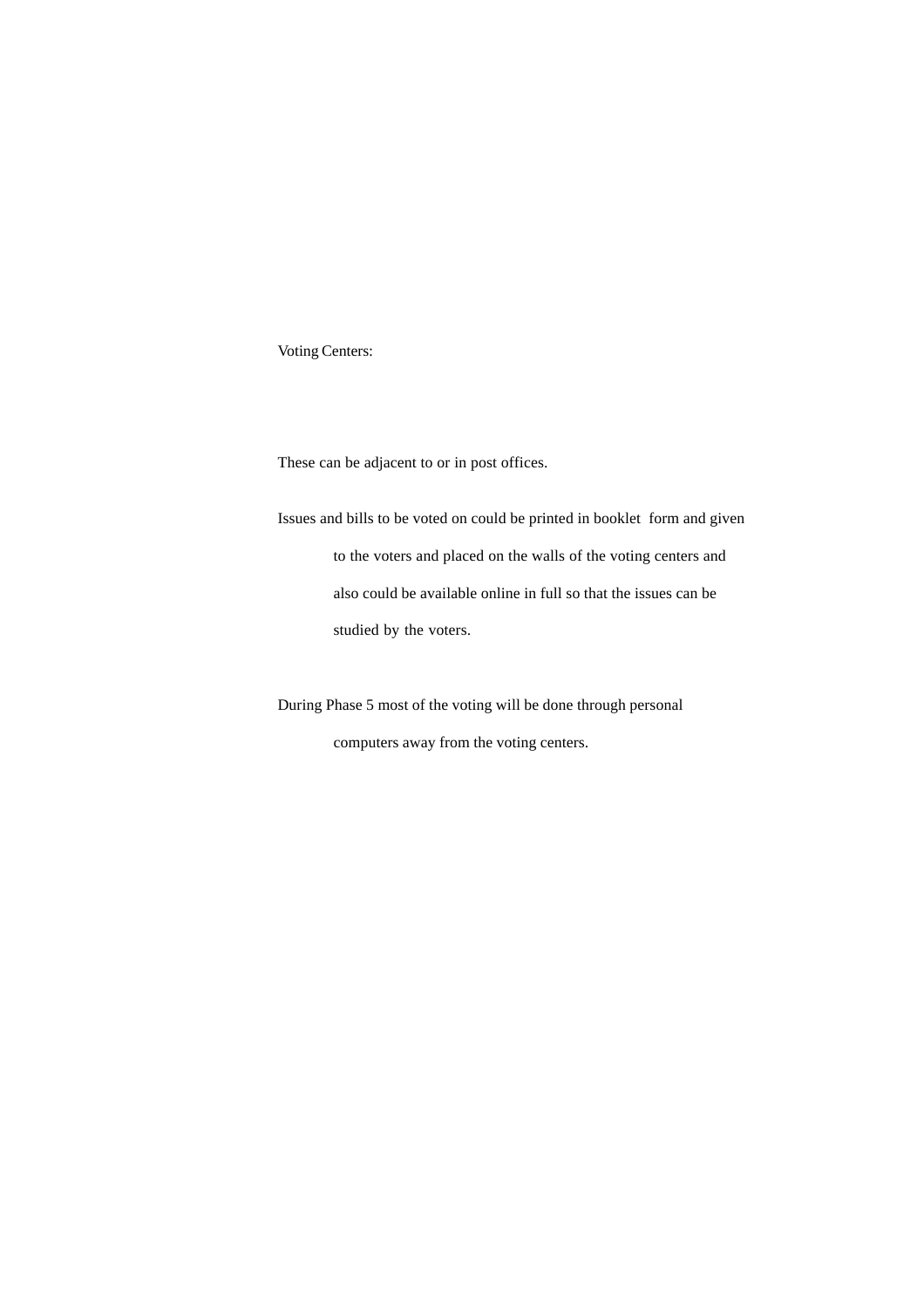Voting Centers:

These can be adjacent to or in post offices.

Issues and bills to be voted on could be printed in booklet form and given to the voters and placed on the walls of the voting centers and also could be available online in full so that the issues can be studied by the voters.

During Phase 5 most of the voting will be done through personal computers away from the voting centers.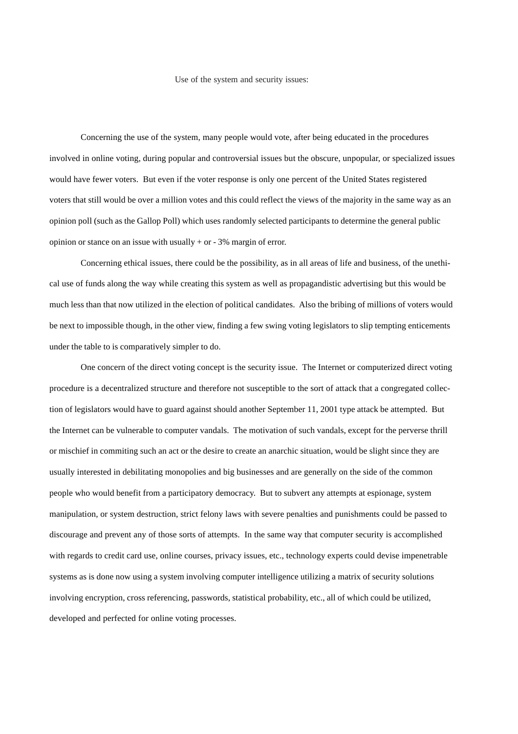Use of the system and security issues:

Concerning the use of the system, many people would vote, after being educated in the procedures involved in online voting, during popular and controversial issues but the obscure, unpopular, or specialized issues would have fewer voters. But even if the voter response is only one percent of the United States registered voters that still would be over a million votes and this could reflect the views of the majority in the same way as an opinion poll (such as the Gallop Poll) which uses randomly selected participants to determine the general public opinion or stance on an issue with usually + or - 3% margin of error.

Concerning ethical issues, there could be the possibility, as in all areas of life and business, of the unethical use of funds along the way while creating this system as well as propagandistic advertising but this would be much less than that now utilized in the election of political candidates. Also the bribing of millions of voters would be next to impossible though, in the other view, finding a few swing voting legislators to slip tempting enticements under the table to is comparatively simpler to do.

One concern of the direct voting concept is the security issue. The Internet or computerized direct voting procedure is a decentralized structure and therefore not susceptible to the sort of attack that a congregated collection of legislators would have to guard against should another September 11, 2001 type attack be attempted. But the Internet can be vulnerable to computer vandals. The motivation of such vandals, except for the perverse thrill or mischief in commiting such an act or the desire to create an anarchic situation, would be slight since they are usually interested in debilitating monopolies and big businesses and are generally on the side of the common people who would benefit from a participatory democracy. But to subvert any attempts at espionage, system manipulation, or system destruction, strict felony laws with severe penalties and punishments could be passed to discourage and prevent any of those sorts of attempts. In the same way that computer security is accomplished with regards to credit card use, online courses, privacy issues, etc., technology experts could devise impenetrable systems as is done now using a system involving computer intelligence utilizing a matrix of security solutions involving encryption, cross referencing, passwords, statistical probability, etc., all of which could be utilized, developed and perfected for online voting processes.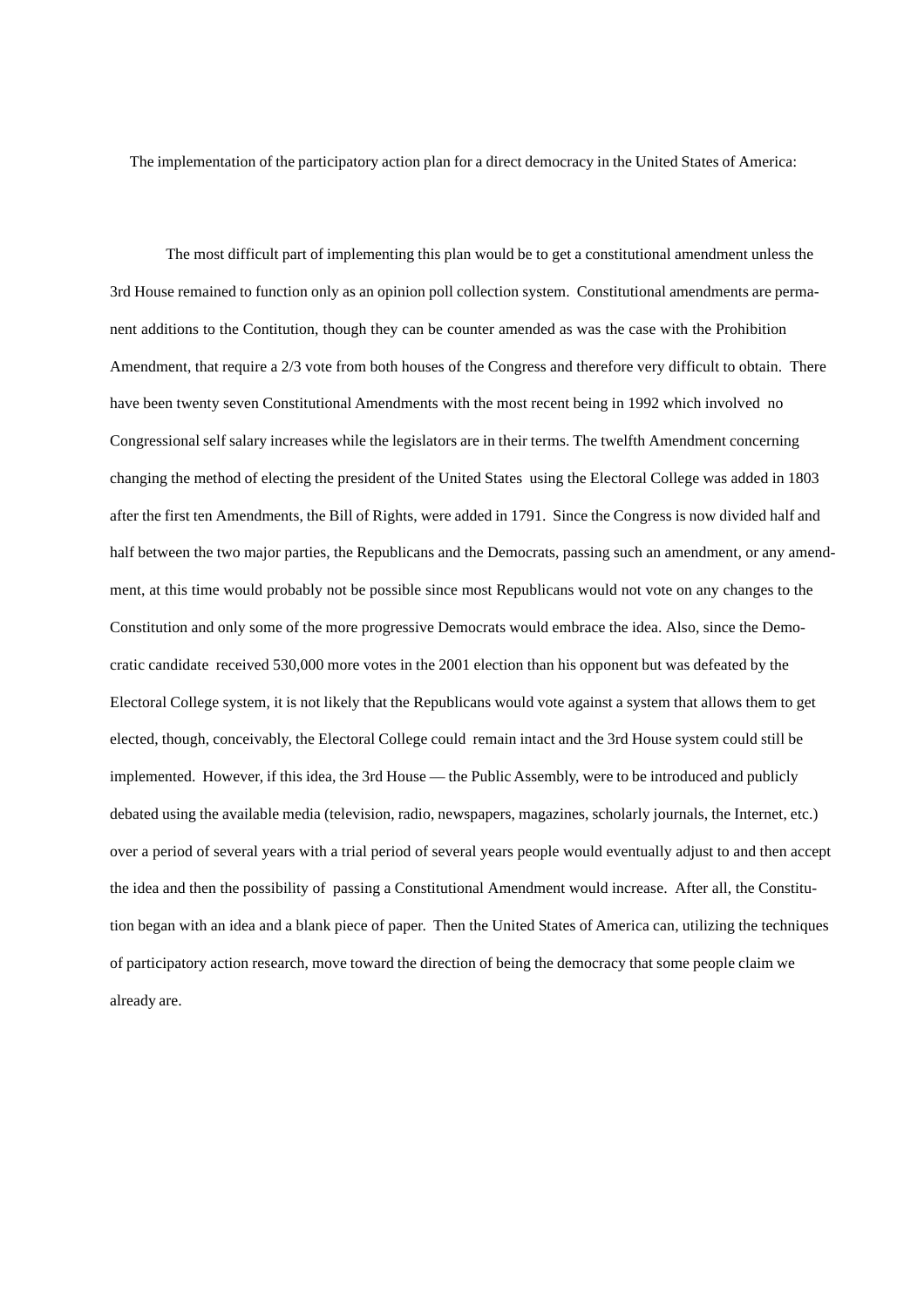The implementation of the participatory action plan for a direct democracy in the United States of America:

The most difficult part of implementing this plan would be to get a constitutional amendment unless the 3rd House remained to function only as an opinion poll collection system. Constitutional amendments are permanent additions to the Contitution, though they can be counter amended as was the case with the Prohibition Amendment, that require a 2/3 vote from both houses of the Congress and therefore very difficult to obtain. There have been twenty seven Constitutional Amendments with the most recent being in 1992 which involved no Congressional self salary increases while the legislators are in their terms. The twelfth Amendment concerning changing the method of electing the president of the United States using the Electoral College was added in 1803 after the first ten Amendments, the Bill of Rights, were added in 1791. Since the Congress is now divided half and half between the two major parties, the Republicans and the Democrats, passing such an amendment, or any amendment, at this time would probably not be possible since most Republicans would not vote on any changes to the Constitution and only some of the more progressive Democrats would embrace the idea. Also, since the Democratic candidate received 530,000 more votes in the 2001 election than his opponent but was defeated by the Electoral College system, it is not likely that the Republicans would vote against a system that allows them to get elected, though, conceivably, the Electoral College could remain intact and the 3rd House system could still be implemented. However, if this idea, the 3rd House — the Public Assembly, were to be introduced and publicly debated using the available media (television, radio, newspapers, magazines, scholarly journals, the Internet, etc.) over a period of several years with a trial period of several years people would eventually adjust to and then accept the idea and then the possibility of passing a Constitutional Amendment would increase. After all, the Constitution began with an idea and a blank piece of paper. Then the United States of America can, utilizing the techniques of participatory action research, move toward the direction of being the democracy that some people claim we already are.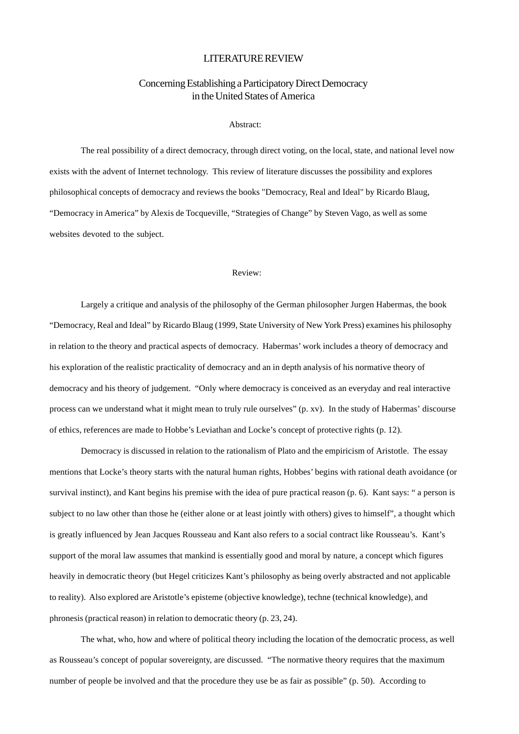# LITERATURE REVIEW

## Concerning Establishing a Participatory Direct Democracy in the United States of America

### Abstract:

The real possibility of a direct democracy, through direct voting, on the local, state, and national level now exists with the advent of Internet technology. This review of literature discusses the possibility and explores philosophical concepts of democracy and reviews the books "Democracy, Real and Ideal" by Ricardo Blaug, “Democracy in America” by Alexis de Tocqueville, “Strategies of Change” by Steven Vago, as well as some websites devoted to the subject.

### Review:

Largely a critique and analysis of the philosophy of the German philosopher Jurgen Habermas, the book “Democracy, Real and Ideal” by Ricardo Blaug (1999, State University of New York Press) examines his philosophy in relation to the theory and practical aspects of democracy. Habermas’ work includes a theory of democracy and his exploration of the realistic practicality of democracy and an in depth analysis of his normative theory of democracy and his theory of judgement. “Only where democracy is conceived as an everyday and real interactive process can we understand what it might mean to truly rule ourselves” (p. xv). In the study of Habermas’ discourse of ethics, references are made to Hobbe’s Leviathan and Locke’s concept of protective rights (p. 12).

Democracy is discussed in relation to the rationalism of Plato and the empiricism of Aristotle. The essay mentions that Locke’s theory starts with the natural human rights, Hobbes’ begins with rational death avoidance (or survival instinct), and Kant begins his premise with the idea of pure practical reason (p. 6). Kant says: “ a person is subject to no law other than those he (either alone or at least jointly with others) gives to himself”, a thought which is greatly influenced by Jean Jacques Rousseau and Kant also refers to a social contract like Rousseau’s. Kant’s support of the moral law assumes that mankind is essentially good and moral by nature, a concept which figures heavily in democratic theory (but Hegel criticizes Kant’s philosophy as being overly abstracted and not applicable to reality). Also explored are Aristotle’s episteme (objective knowledge), techne (technical knowledge), and phronesis (practical reason) in relation to democratic theory (p. 23, 24).

The what, who, how and where of political theory including the location of the democratic process, as well as Rousseau’s concept of popular sovereignty, are discussed. “The normative theory requires that the maximum number of people be involved and that the procedure they use be as fair as possible” (p. 50). According to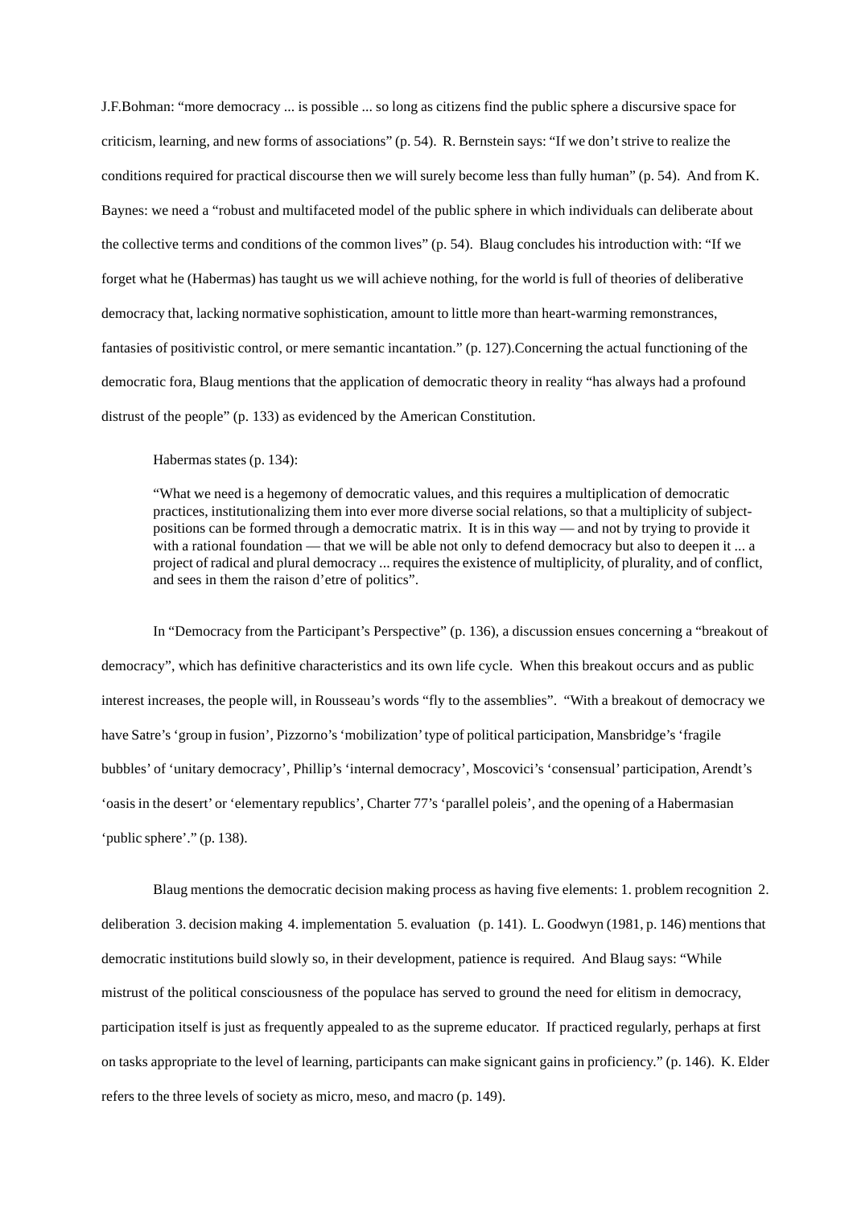J.F.Bohman: "more democracy ... is possible ... so long as citizens find the public sphere a discursive space for criticism, learning, and new forms of associations" (p. 54). R. Bernstein says: "If we don't strive to realize the conditions required for practical discourse then we will surely become less than fully human" (p. 54). And from K. Baynes: we need a "robust and multifaceted model of the public sphere in which individuals can deliberate about the collective terms and conditions of the common lives" (p. 54). Blaug concludes his introduction with: "If we forget what he (Habermas) has taught us we will achieve nothing, for the world is full of theories of deliberative democracy that, lacking normative sophistication, amount to little more than heart-warming remonstrances, fantasies of positivistic control, or mere semantic incantation." (p. 127).Concerning the actual functioning of the democratic fora, Blaug mentions that the application of democratic theory in reality "has always had a profound distrust of the people" (p. 133) as evidenced by the American Constitution.

Habermas states (p. 134):

> "What we need is a hegemony of democratic values, and this requires a multiplication of democratic practices, institutionalizing them into ever more diverse social relations, so that a multiplicity of subject-positions can be formed through a democratic matrix. It is in this way — and not by trying to provide it with a rational foundation — that we will be able not only to defend democracy but also to deepen it ... a project of radical and plural democracy ... requires the existence of multiplicity, of plurality, and of conflict, and sees in them the raison d'etre of politics".

In "Democracy from the Participant's Perspective" (p. 136), a discussion ensues concerning a "breakout of democracy", which has definitive characteristics and its own life cycle. When this breakout occurs and as public interest increases, the people will, in Rousseau's words "fly to the assemblies". "With a breakout of democracy we have Satre's 'group in fusion', Pizzorno's 'mobilization' type of political participation, Mansbridge's 'fragile bubbles' of 'unitary democracy', Phillip's 'internal democracy', Moscovici's 'consensual' participation, Arendt's 'oasis in the desert' or 'elementary republics', Charter 77's 'parallel poleis', and the opening of a Habermasian 'public sphere'." (p. 138).

Blaug mentions the democratic decision making process as having five elements: 1. problem recognition 2. deliberation 3. decision making 4. implementation 5. evaluation (p. 141). L. Goodwyn (1981, p. 146) mentions that democratic institutions build slowly so, in their development, patience is required. And Blaug says: "While mistrust of the political consciousness of the populace has served to ground the need for elitism in democracy, participation itself is just as frequently appealed to as the supreme educator. If practiced regularly, perhaps at first on tasks appropriate to the level of learning, participants can make signicant gains in proficiency." (p. 146). K. Elder refers to the three levels of society as micro, meso, and macro (p. 149).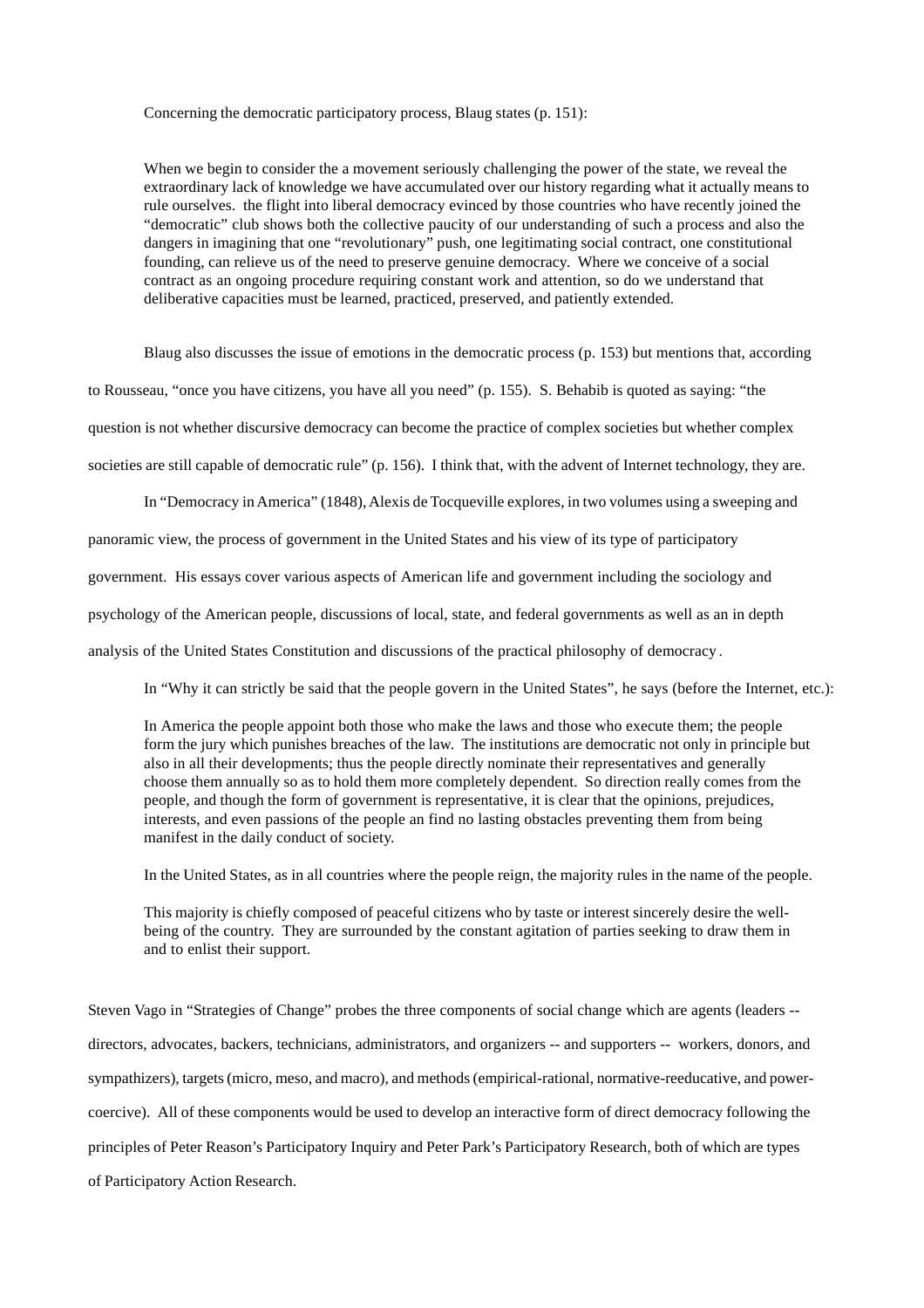Concerning the democratic participatory process, Blaug states (p. 151):

> When we begin to consider the a movement seriously challenging the power of the state, we reveal the extraordinary lack of knowledge we have accumulated over our history regarding what it actually means to rule ourselves. the flight into liberal democracy evinced by those countries who have recently joined the "democratic" club shows both the collective paucity of our understanding of such a process and also the dangers in imagining that one "revolutionary" push, one legitimating social contract, one constitutional founding, can relieve us of the need to preserve genuine democracy. Where we conceive of a social contract as an ongoing procedure requiring constant work and attention, so do we understand that deliberative capacities must be learned, practiced, preserved, and patiently extended.

Blaug also discusses the issue of emotions in the democratic process (p. 153) but mentions that, according to Rousseau, "once you have citizens, you have all you need" (p. 155). S. Behabib is quoted as saying: "the question is not whether discursive democracy can become the practice of complex societies but whether complex societies are still capable of democratic rule" (p. 156). I think that, with the advent of Internet technology, they are.

In "Democracy in America" (1848), Alexis de Tocqueville explores, in two volumes using a sweeping and panoramic view, the process of government in the United States and his view of its type of participatory government. His essays cover various aspects of American life and government including the sociology and psychology of the American people, discussions of local, state, and federal governments as well as an in depth analysis of the United States Constitution and discussions of the practical philosophy of democracy .

In "Why it can strictly be said that the people govern in the United States", he says (before the Internet, etc.):

> In America the people appoint both those who make the laws and those who execute them; the people form the jury which punishes breaches of the law. The institutions are democratic not only in principle but also in all their developments; thus the people directly nominate their representatives and generally choose them annually so as to hold them more completely dependent. So direction really comes from the people, and though the form of government is representative, it is clear that the opinions, prejudices, interests, and even passions of the people an find no lasting obstacles preventing them from being manifest in the daily conduct of society.
>
> In the United States, as in all countries where the people reign, the majority rules in the name of the people.
>
> This majority is chiefly composed of peaceful citizens who by taste or interest sincerely desire the well-being of the country. They are surrounded by the constant agitation of parties seeking to draw them in and to enlist their support.

Steven Vago in "Strategies of Change" probes the three components of social change which are agents (leaders -- directors, advocates, backers, technicians, administrators, and organizers -- and supporters -- workers, donors, and sympathizers), targets (micro, meso, and macro), and methods (empirical-rational, normative-reeducative, and power-coercive). All of these components would be used to develop an interactive form of direct democracy following the principles of Peter Reason's Participatory Inquiry and Peter Park's Participatory Research, both of which are types of Participatory Action Research.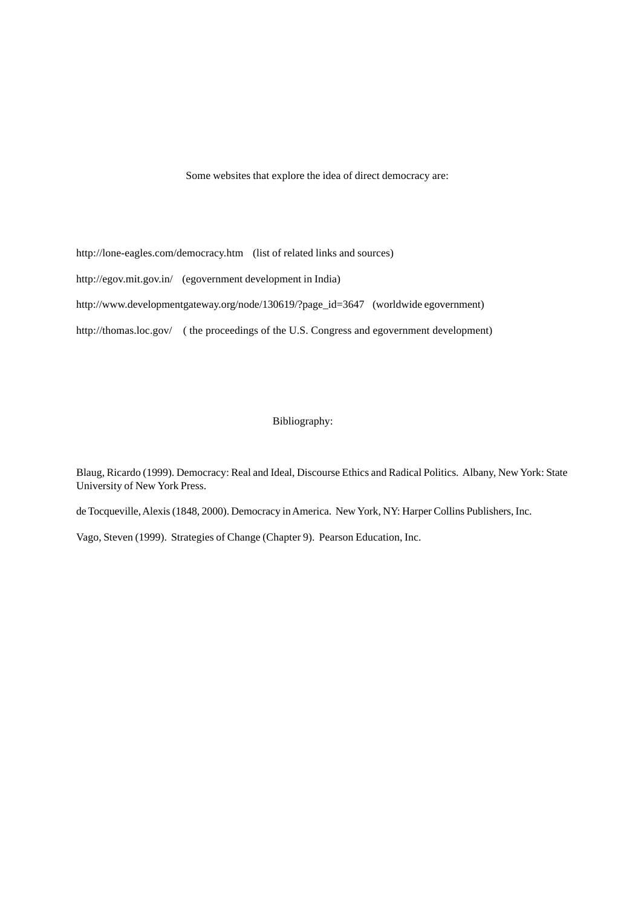Some websites that explore the idea of direct democracy are:

http://lone-eagles.com/democracy.htm (list of related links and sources)

http://egov.mit.gov.in/ (egovernment development in India)

http://www.developmentgateway.org/node/130619/?page_id=3647 (worldwide egovernment)

http://thomas.loc.gov/ ( the proceedings of the U.S. Congress and egovernment development)

## Bibliography:

Blaug, Ricardo (1999). Democracy: Real and Ideal, Discourse Ethics and Radical Politics. Albany, New York: State University of New York Press.

de Tocqueville, Alexis (1848, 2000). Democracy in America. New York, NY: Harper Collins Publishers, Inc.

Vago, Steven (1999). Strategies of Change (Chapter 9). Pearson Education, Inc.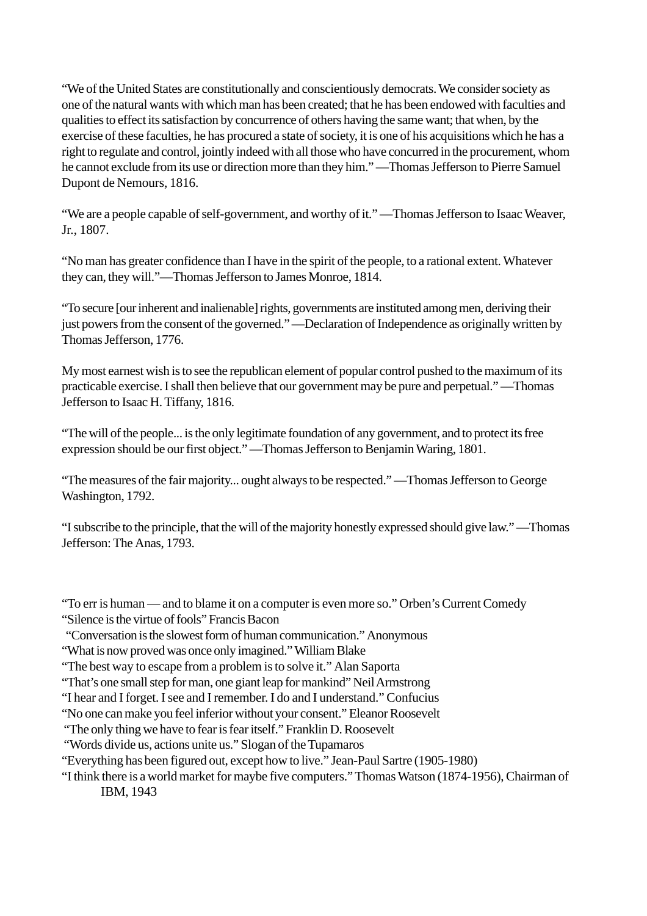"We of the United States are constitutionally and conscientiously democrats. We consider society as one of the natural wants with which man has been created; that he has been endowed with faculties and qualities to effect its satisfaction by concurrence of others having the same want; that when, by the exercise of these faculties, he has procured a state of society, it is one of his acquisitions which he has a right to regulate and control, jointly indeed with all those who have concurred in the procurement, whom he cannot exclude from its use or direction more than they him." —Thomas Jefferson to Pierre Samuel Dupont de Nemours, 1816.

"We are a people capable of self-government, and worthy of it." —Thomas Jefferson to Isaac Weaver, Jr., 1807.

"No man has greater confidence than I have in the spirit of the people, to a rational extent. Whatever they can, they will."—Thomas Jefferson to James Monroe, 1814.

"To secure [our inherent and inalienable] rights, governments are instituted among men, deriving their just powers from the consent of the governed." —Declaration of Independence as originally written by Thomas Jefferson, 1776.

My most earnest wish is to see the republican element of popular control pushed to the maximum of its practicable exercise. I shall then believe that our government may be pure and perpetual." —Thomas Jefferson to Isaac H. Tiffany, 1816.

"The will of the people... is the only legitimate foundation of any government, and to protect its free expression should be our first object." —Thomas Jefferson to Benjamin Waring, 1801.

"The measures of the fair majority... ought always to be respected." —Thomas Jefferson to George Washington, 1792.

"I subscribe to the principle, that the will of the majority honestly expressed should give law." —Thomas Jefferson: The Anas, 1793.

"To err is human — and to blame it on a computer is even more so." Orben's Current Comedy
"Silence is the virtue of fools" Francis Bacon
"Conversation is the slowest form of human communication." Anonymous
"What is now proved was once only imagined." William Blake
"The best way to escape from a problem is to solve it." Alan Saporta
"That's one small step for man, one giant leap for mankind" Neil Armstrong
"I hear and I forget. I see and I remember. I do and I understand." Confucius
"No one can make you feel inferior without your consent." Eleanor Roosevelt
"The only thing we have to fear is fear itself." Franklin D. Roosevelt
"Words divide us, actions unite us." Slogan of the Tupamaros
"Everything has been figured out, except how to live." Jean-Paul Sartre (1905-1980)
"I think there is a world market for maybe five computers." Thomas Watson (1874-1956), Chairman of IBM, 1943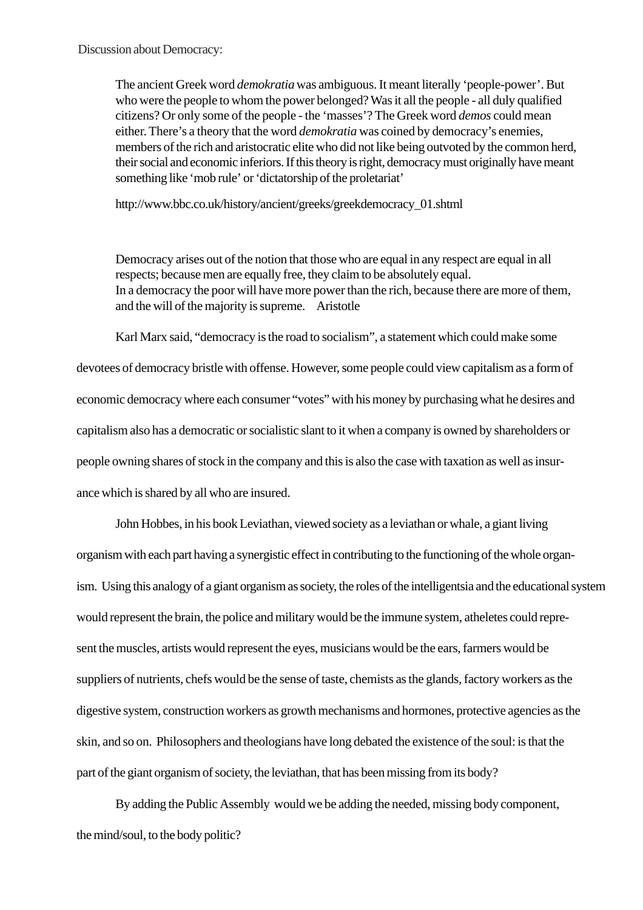Discussion about Democracy:

> The ancient Greek word *demokratia* was ambiguous. It meant literally 'people-power'. But who were the people to whom the power belonged? Was it all the people - all duly qualified citizens? Or only some of the people - the 'masses'? The Greek word *demos* could mean either. There's a theory that the word *demokratia* was coined by democracy's enemies, members of the rich and aristocratic elite who did not like being outvoted by the common herd, their social and economic inferiors. If this theory is right, democracy must originally have meant something like 'mob rule' or 'dictatorship of the proletariat'
>
> http://www.bbc.co.uk/history/ancient/greeks/greekdemocracy_01.shtml

> Democracy arises out of the notion that those who are equal in any respect are equal in all respects; because men are equally free, they claim to be absolutely equal.
> In a democracy the poor will have more power than the rich, because there are more of them, and the will of the majority is supreme. Aristotle

Karl Marx said, "democracy is the road to socialism", a statement which could make some devotees of democracy bristle with offense. However, some people could view capitalism as a form of economic democracy where each consumer "votes" with his money by purchasing what he desires and capitalism also has a democratic or socialistic slant to it when a company is owned by shareholders or people owning shares of stock in the company and this is also the case with taxation as well as insurance which is shared by all who are insured.

John Hobbes, in his book Leviathan, viewed society as a leviathan or whale, a giant living organism with each part having a synergistic effect in contributing to the functioning of the whole organism. Using this analogy of a giant organism as society, the roles of the intelligentsia and the educational system would represent the brain, the police and military would be the immune system, atheletes could represent the muscles, artists would represent the eyes, musicians would be the ears, farmers would be suppliers of nutrients, chefs would be the sense of taste, chemists as the glands, factory workers as the digestive system, construction workers as growth mechanisms and hormones, protective agencies as the skin, and so on. Philosophers and theologians have long debated the existence of the soul: is that the part of the giant organism of society, the leviathan, that has been missing from its body?

By adding the Public Assembly would we be adding the needed, missing body component, the mind/soul, to the body politic?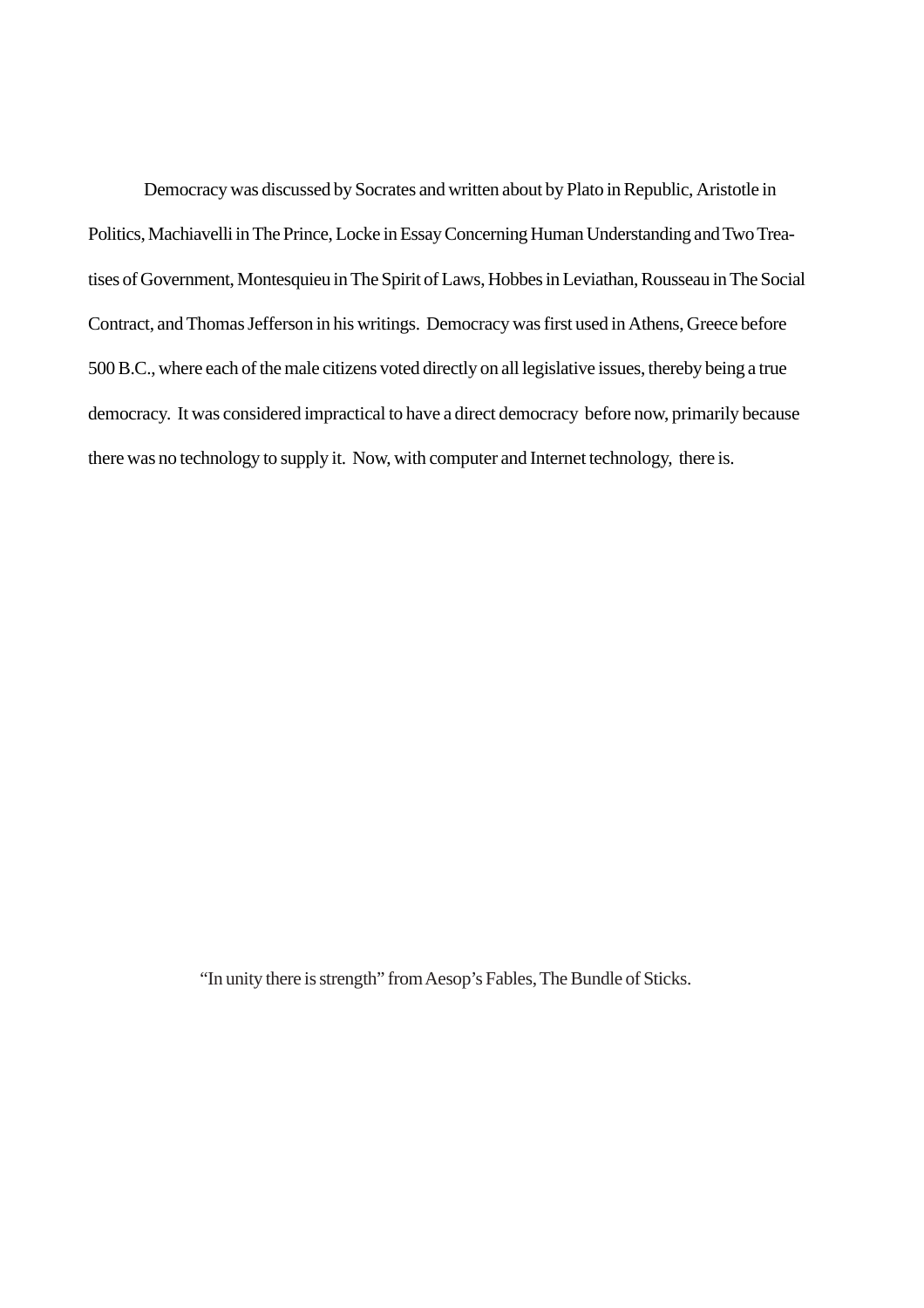Democracy was discussed by Socrates and written about by Plato in Republic, Aristotle in Politics, Machiavelli in The Prince, Locke in Essay Concerning Human Understanding and Two Treatises of Government, Montesquieu in The Spirit of Laws, Hobbes in Leviathan, Rousseau in The Social Contract, and Thomas Jefferson in his writings. Democracy was first used in Athens, Greece before 500 B.C., where each of the male citizens voted directly on all legislative issues, thereby being a true democracy. It was considered impractical to have a direct democracy before now, primarily because there was no technology to supply it. Now, with computer and Internet technology, there is.

"In unity there is strength" from Aesop's Fables, The Bundle of Sticks.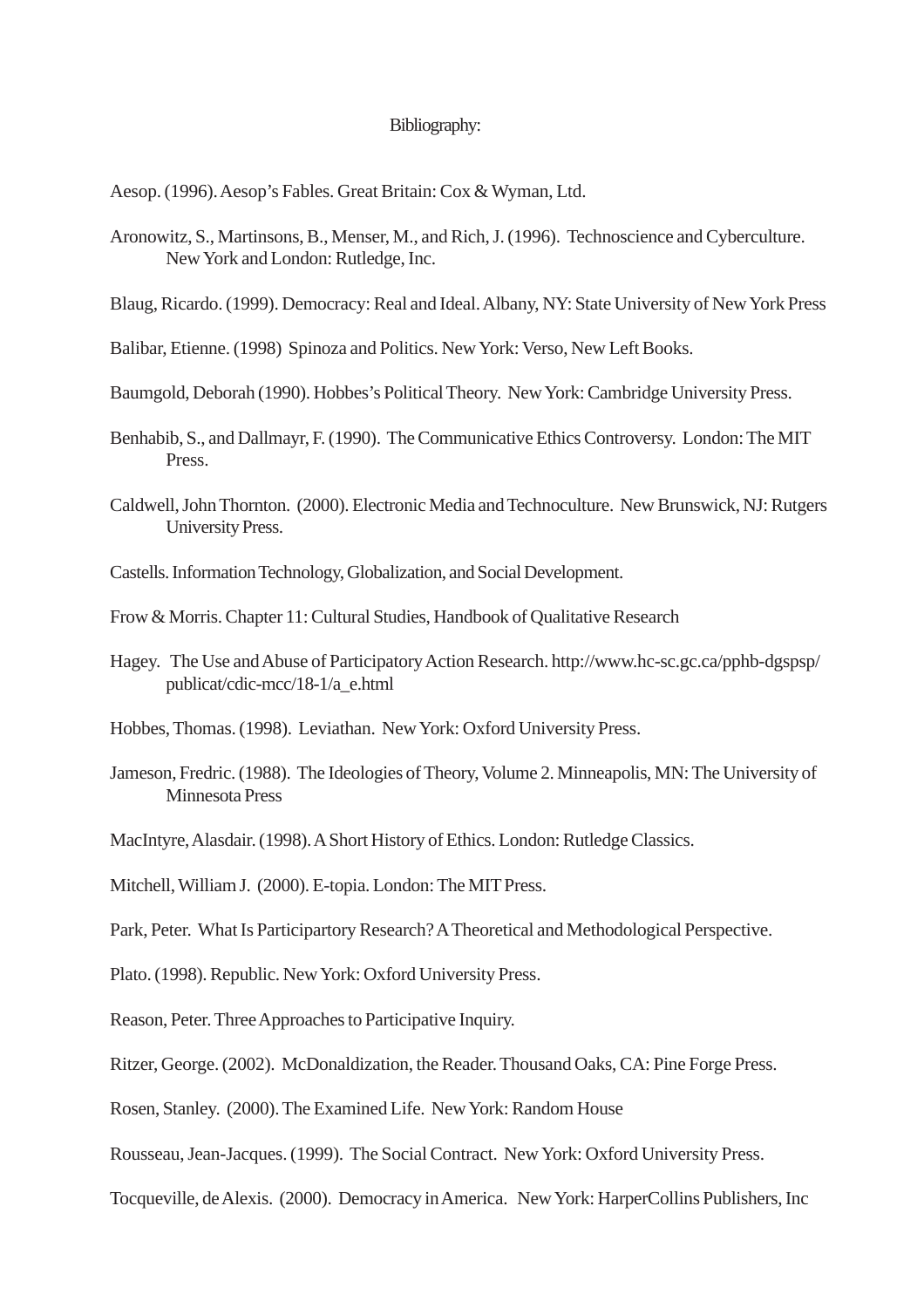# Bibliography:

Aesop. (1996). Aesop's Fables. Great Britain: Cox & Wyman, Ltd.

Aronowitz, S., Martinsons, B., Menser, M., and Rich, J. (1996). Technoscience and Cyberculture. New York and London: Rutledge, Inc.

Blaug, Ricardo. (1999). Democracy: Real and Ideal. Albany, NY: State University of New York Press

Balibar, Etienne. (1998) Spinoza and Politics. New York: Verso, New Left Books.

Baumgold, Deborah (1990). Hobbes's Political Theory. New York: Cambridge University Press.

Benhabib, S., and Dallmayr, F. (1990). The Communicative Ethics Controversy. London: The MIT Press.

Caldwell, John Thornton. (2000). Electronic Media and Technoculture. New Brunswick, NJ: Rutgers University Press.

Castells. Information Technology, Globalization, and Social Development.

Frow & Morris. Chapter 11: Cultural Studies, Handbook of Qualitative Research

Hagey. The Use and Abuse of Participatory Action Research. http://www.hc-sc.gc.ca/pphb-dgspsp/publicat/cdic-mcc/18-1/a_e.html

Hobbes, Thomas. (1998). Leviathan. New York: Oxford University Press.

Jameson, Fredric. (1988). The Ideologies of Theory, Volume 2. Minneapolis, MN: The University of Minnesota Press

MacIntyre, Alasdair. (1998). A Short History of Ethics. London: Rutledge Classics.

Mitchell, William J. (2000). E-topia. London: The MIT Press.

Park, Peter. What Is Participartory Research? A Theoretical and Methodological Perspective.

Plato. (1998). Republic. New York: Oxford University Press.

Reason, Peter. Three Approaches to Participative Inquiry.

Ritzer, George. (2002). McDonaldization, the Reader. Thousand Oaks, CA: Pine Forge Press.

Rosen, Stanley. (2000). The Examined Life. New York: Random House

Rousseau, Jean-Jacques. (1999). The Social Contract. New York: Oxford University Press.

Tocqueville, de Alexis. (2000). Democracy in America. New York: HarperCollins Publishers, Inc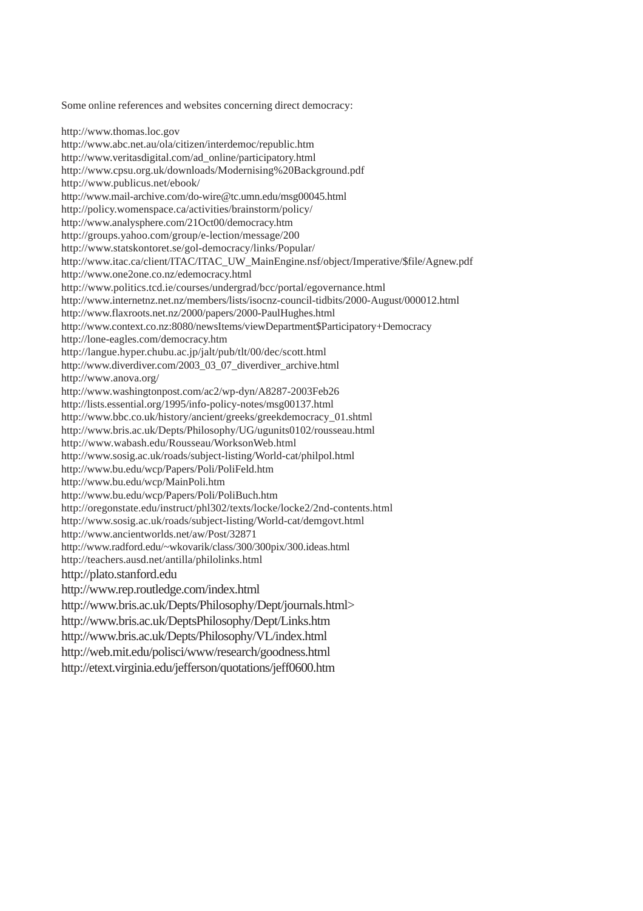Some online references and websites concerning direct democracy:

http://www.thomas.loc.gov
http://www.abc.net.au/ola/citizen/interdemoc/republic.htm
http://www.veritasdigital.com/ad_online/participatory.html
http://www.cpsu.org.uk/downloads/Modernising%20Background.pdf
http://www.publicus.net/ebook/
http://www.mail-archive.com/do-wire@tc.umn.edu/msg00045.html
http://policy.womenspace.ca/activities/brainstorm/policy/
http://www.analysphere.com/21Oct00/democracy.htm
http://groups.yahoo.com/group/e-lection/message/200
http://www.statskontoret.se/gol-democracy/links/Popular/
http://www.itac.ca/client/ITAC/ITAC_UW_MainEngine.nsf/object/Imperative/$file/Agnew.pdf
http://www.one2one.co.nz/edemocracy.html
http://www.politics.tcd.ie/courses/undergrad/bcc/portal/egovernance.html
http://www.internetnz.net.nz/members/lists/isocnz-council-tidbits/2000-August/000012.html
http://www.flaxroots.net.nz/2000/papers/2000-PaulHughes.html
http://www.context.co.nz:8080/newsItems/viewDepartment$Participatory+Democracy
http://lone-eagles.com/democracy.htm
http://langue.hyper.chubu.ac.jp/jalt/pub/tlt/00/dec/scott.html
http://www.diverdiver.com/2003_03_07_diverdiver_archive.html
http://www.anova.org/
http://www.washingtonpost.com/ac2/wp-dyn/A8287-2003Feb26
http://lists.essential.org/1995/info-policy-notes/msg00137.html
http://www.bbc.co.uk/history/ancient/greeks/greekdemocracy_01.shtml
http://www.bris.ac.uk/Depts/Philosophy/UG/ugunits0102/rousseau.html
http://www.wabash.edu/Rousseau/WorksonWeb.html
http://www.sosig.ac.uk/roads/subject-listing/World-cat/philpol.html
http://www.bu.edu/wcp/Papers/Poli/PoliFeld.htm
http://www.bu.edu/wcp/MainPoli.htm
http://www.bu.edu/wcp/Papers/Poli/PoliBuch.htm
http://oregonstate.edu/instruct/phl302/texts/locke/locke2/2nd-contents.html
http://www.sosig.ac.uk/roads/subject-listing/World-cat/demgovt.html
http://www.ancientworlds.net/aw/Post/32871
http://www.radford.edu/~wkovarik/class/300/300pix/300.ideas.html
http://teachers.ausd.net/antilla/philolinks.html
http://plato.stanford.edu
http://www.rep.routledge.com/index.html
http://www.bris.ac.uk/Depts/Philosophy/Dept/journals.html>
http://www.bris.ac.uk/DeptsPhilosophy/Dept/Links.htm
http://www.bris.ac.uk/Depts/Philosophy/VL/index.html
http://web.mit.edu/polisci/www/research/goodness.html
http://etext.virginia.edu/jefferson/quotations/jeff0600.htm